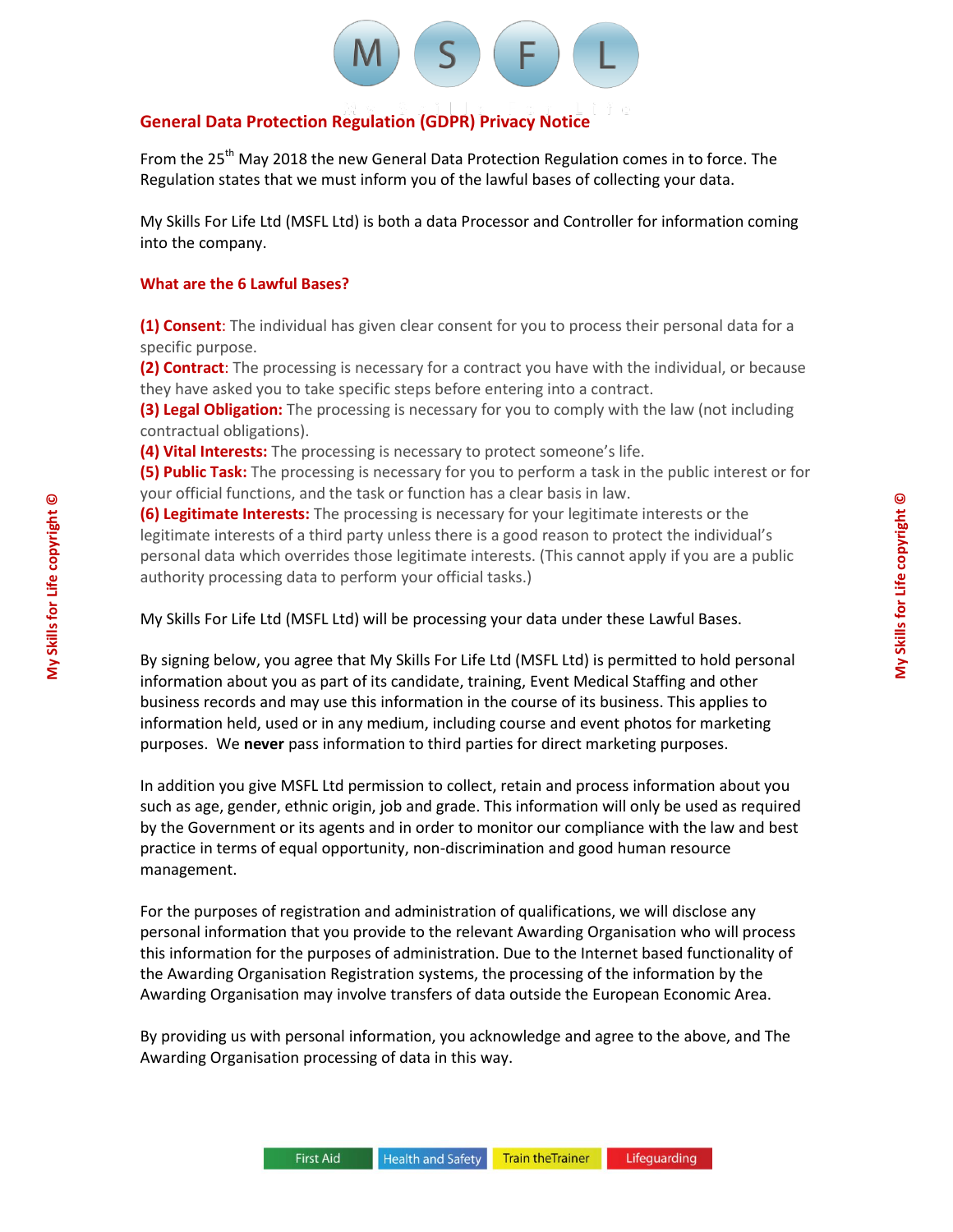# General Data Protection Regulation (GDPR) Privacy Notice

From the 25th May 2018 the new General Data Protection Regulation comes in to force. The Regulation states that we must inform you of the lawful bases of collecting your data.

My Skills For Life Ltd (MSFL Ltd) is both a data Processor and Controller for information coming into the company.

## What are the 6 Lawful Bases?

**(1) Consent**: The individual has given clear consent for you to process their personal data for a specific purpose.
**(2) Contract**: The processing is necessary for a contract you have with the individual, or because they have asked you to take specific steps before entering into a contract.
**(3) Legal Obligation:** The processing is necessary for you to comply with the law (not including contractual obligations).
**(4) Vital Interests:** The processing is necessary to protect someone's life.
**(5) Public Task:** The processing is necessary for you to perform a task in the public interest or for your official functions, and the task or function has a clear basis in law.
**(6) Legitimate Interests:** The processing is necessary for your legitimate interests or the legitimate interests of a third party unless there is a good reason to protect the individual's personal data which overrides those legitimate interests. (This cannot apply if you are a public authority processing data to perform your official tasks.)

My Skills For Life Ltd (MSFL Ltd) will be processing your data under these Lawful Bases.

By signing below, you agree that My Skills For Life Ltd (MSFL Ltd) is permitted to hold personal information about you as part of its candidate, training, Event Medical Staffing and other business records and may use this information in the course of its business. This applies to information held, used or in any medium, including course and event photos for marketing purposes. We **never** pass information to third parties for direct marketing purposes.

In addition you give MSFL Ltd permission to collect, retain and process information about you such as age, gender, ethnic origin, job and grade. This information will only be used as required by the Government or its agents and in order to monitor our compliance with the law and best practice in terms of equal opportunity, non-discrimination and good human resource management.

For the purposes of registration and administration of qualifications, we will disclose any personal information that you provide to the relevant Awarding Organisation who will process this information for the purposes of administration. Due to the Internet based functionality of the Awarding Organisation Registration systems, the processing of the information by the Awarding Organisation may involve transfers of data outside the European Economic Area.

By providing us with personal information, you acknowledge and agree to the above, and The Awarding Organisation processing of data in this way.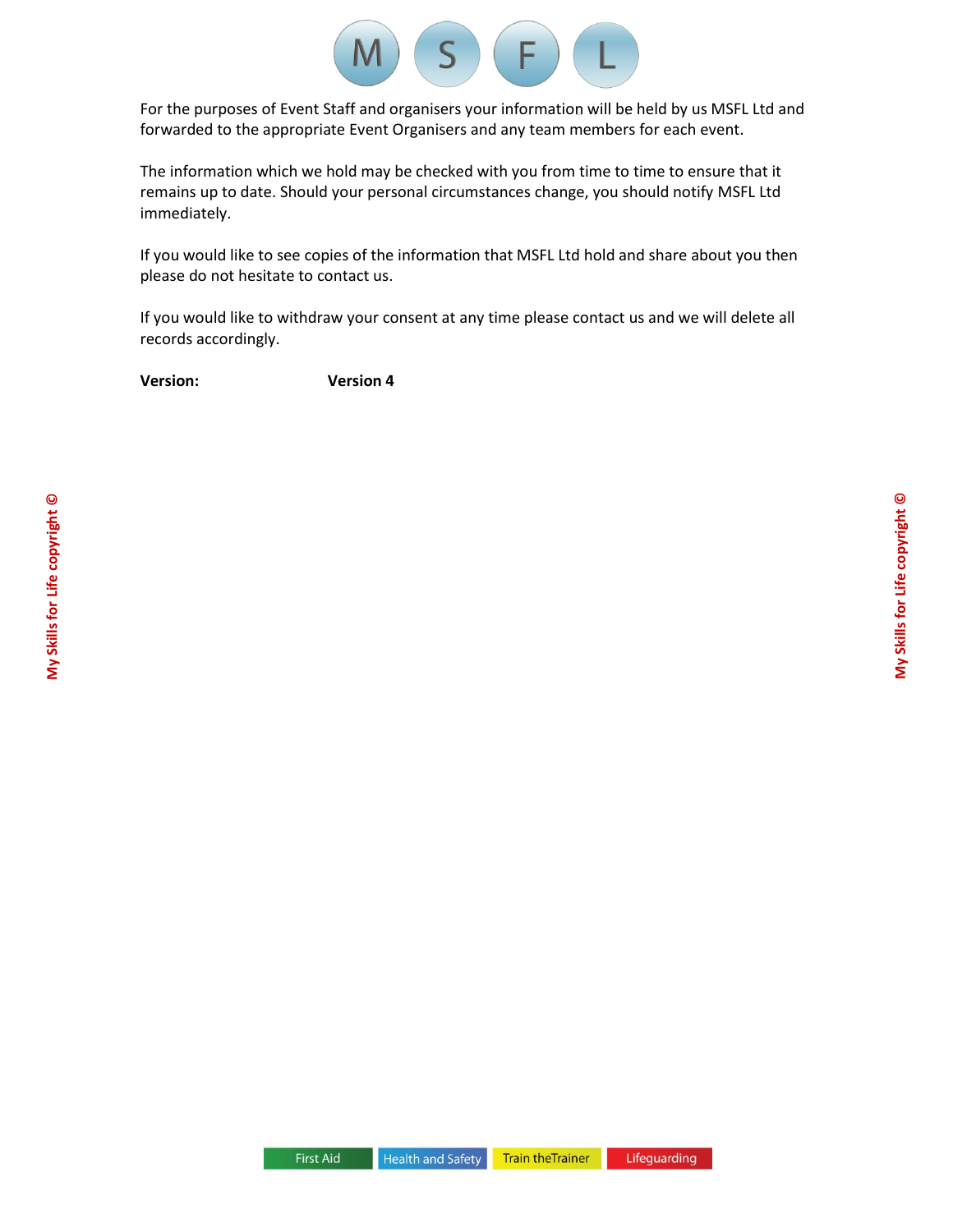For the purposes of Event Staff and organisers your information will be held by us MSFL Ltd and forwarded to the appropriate Event Organisers and any team members for each event.

The information which we hold may be checked with you from time to time to ensure that it remains up to date. Should your personal circumstances change, you should notify MSFL Ltd immediately.

If you would like to see copies of the information that MSFL Ltd hold and share about you then please do not hesitate to contact us.

If you would like to withdraw your consent at any time please contact us and we will delete all records accordingly.

**Version:** **Version 4**